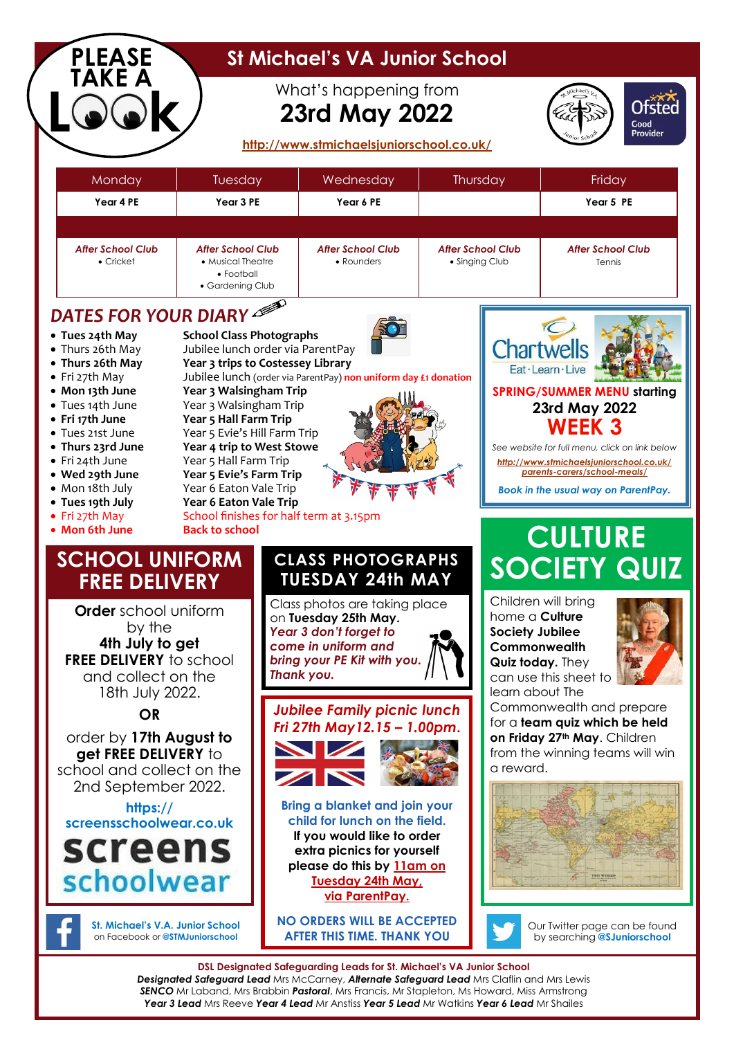# PLEASE TAKE A LOOK

# St Michael's VA Junior School

What's happening from

## 23rd May 2022

http://www.stmichaelsjuniorschool.co.uk/

Ofsted Good Provider

| Monday | Tuesday | Wednesday | Thursday | Friday |
|---|---|---|---|---|
| **Year 4 PE** | **Year 3 PE** | **Year 6 PE** | | **Year 5 PE** |
| | | | | |
| ***After School Club*** • Cricket | ***After School Club*** • Musical Theatre • Football • Gardening Club | ***After School Club*** • Rounders | ***After School Club*** • Singing Club | ***After School Club*** Tennis |

## *DATES FOR YOUR DIARY*

- **Tues 24th May** — **School Class Photographs**
- Thurs 26th May — Jubilee lunch order via ParentPay
- **Thurs 26th May** — **Year 3 trips to Costessey Library**
- Fri 27th May — Jubilee lunch (order via ParentPay) **non uniform day £1 donation**
- **Mon 13th June** — **Year 3 Walsingham Trip**
- Tues 14th June — Year 3 Walsingham Trip
- **Fri 17th June** — **Year 5 Hall Farm Trip**
- Tues 21st June — Year 5 Evie's Hill Farm Trip
- **Thurs 23rd June** — **Year 4 trip to West Stowe**
- Fri 24th June — Year 5 Hall Farm Trip
- **Wed 29th June** — **Year 5 Evie's Farm Trip**
- Mon 18th July — Year 6 Eaton Vale Trip
- **Tues 19th July** — **Year 6 Eaton Vale Trip**
- Fri 27th May — School finishes for half term at 3.15pm
- **Mon 6th June** — **Back to school**

## Chartwells

Eat · Learn · Live

**SPRING/SUMMER MENU starting 23rd May 2022**

**WEEK 3**

*See website for full menu, click on link below*

*http://www.stmichaelsjuniorschool.co.uk/parents-carers/school-meals/*

***Book in the usual way on ParentPay.***

## SCHOOL UNIFORM FREE DELIVERY

**Order** school uniform by the **4th July to get FREE DELIVERY** to school and collect on the 18th July 2022.

**OR**

order by **17th August to get FREE DELIVERY** to school and collect on the 2nd September 2022.

**https://screensschoolwear.co.uk**

**screens schoolwear**

## CLASS PHOTOGRAPHS TUESDAY 24th MAY

Class photos are taking place on **Tuesday 25th May.**

***Year 3 don't forget to come in uniform and bring your PE Kit with you. Thank you.***

## *Jubilee Family picnic lunch Fri 27th May 12.15 – 1.00pm.*

**Bring a blanket and join your child for lunch on the field.**

**If you would like to order extra picnics for yourself please do this by 11am on Tuesday 24th May, via ParentPay.**

**NO ORDERS WILL BE ACCEPTED AFTER THIS TIME. THANK YOU**

## CULTURE SOCIETY QUIZ

Children will bring home a **Culture Society Jubilee Commonwealth Quiz today.** They can use this sheet to learn about The Commonwealth and prepare for a **team quiz which be held on Friday 27th May**. Children from the winning teams will win a reward.

**St. Michael's V.A. Junior School** on Facebook or **@STMJuniorschool**

Our Twitter page can be found by searching **@SJuniorschool**

**DSL Designated Safeguarding Leads for St. Michael's VA Junior School**

***Designated Safeguard Lead*** Mrs McCarney, ***Alternate Safeguard Lead*** Mrs Claflin and Mrs Lewis
***SENCO*** Mr Laband, Mrs Brabbin ***Pastoral***, Mrs Francis, Mr Stapleton, Ms Howard, Miss Armstrong
***Year 3 Lead*** Mrs Reeve ***Year 4 Lead*** Mr Anstiss ***Year 5 Lead*** Mr Watkins ***Year 6 Lead*** Mr Shailes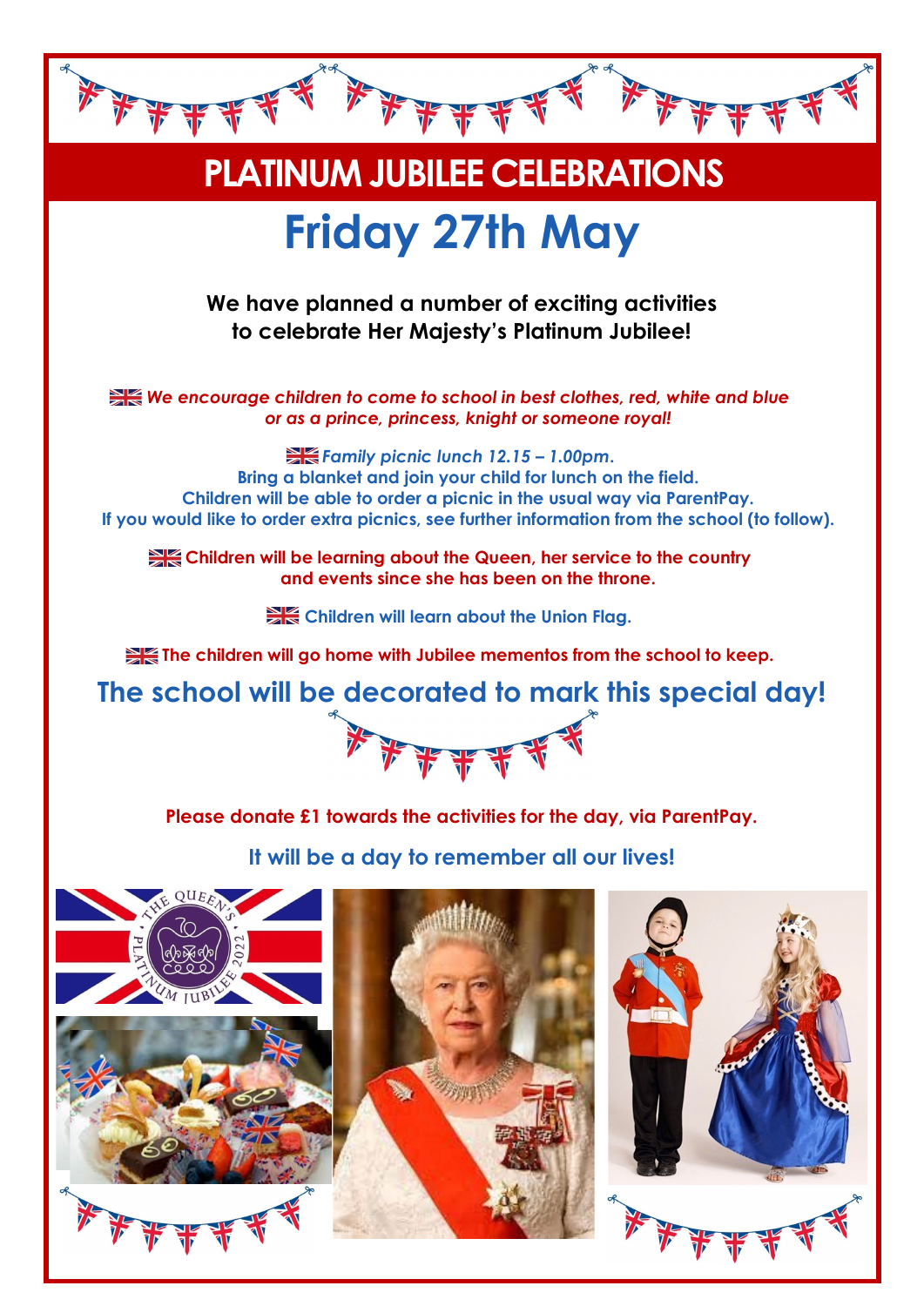# PLATINUM JUBILEE CELEBRATIONS

## Friday 27th May

**We have planned a number of exciting activities to celebrate Her Majesty's Platinum Jubilee!**

***We encourage children to come to school in best clothes, red, white and blue or as a prince, princess, knight or someone royal!***

***Family picnic lunch 12.15 – 1.00pm.***
**Bring a blanket and join your child for lunch on the field.**
**Children will be able to order a picnic in the usual way via ParentPay.**
**If you would like to order extra picnics, see further information from the school (to follow).**

**Children will be learning about the Queen, her service to the country and events since she has been on the throne.**

**Children will learn about the Union Flag.**

**The children will go home with Jubilee mementos from the school to keep.**

## The school will be decorated to mark this special day!

**Please donate £1 towards the activities for the day, via ParentPay.**

**It will be a day to remember all our lives!**